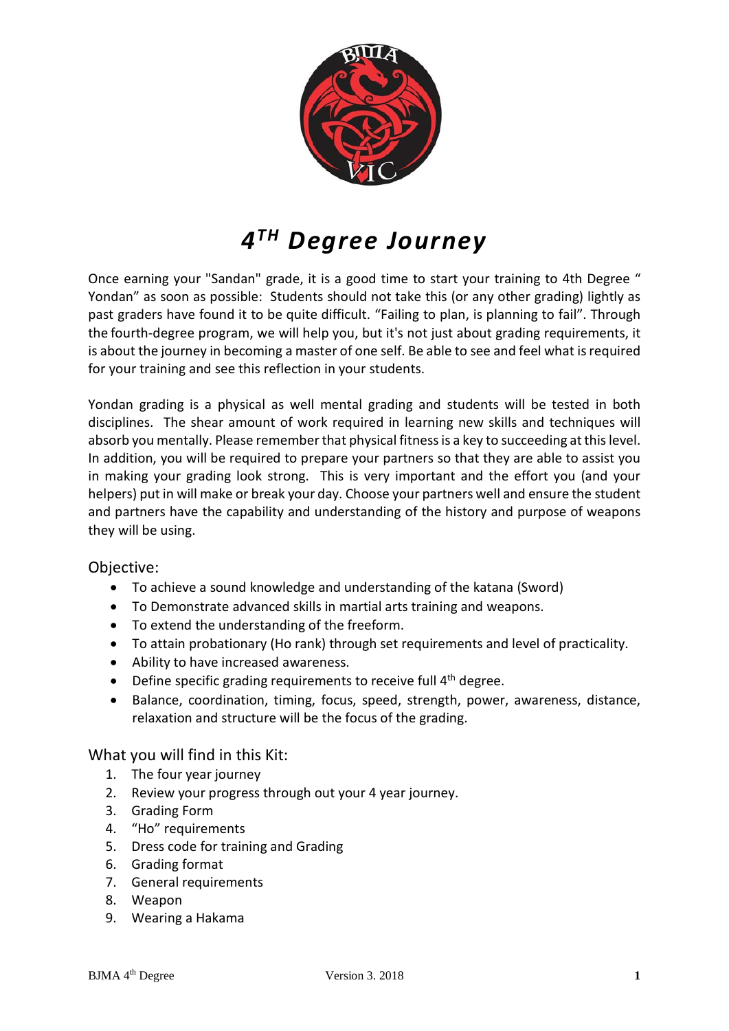# 4^TH Degree Journey

Once earning your "Sandan" grade, it is a good time to start your training to 4th Degree " Yondan" as soon as possible: Students should not take this (or any other grading) lightly as past graders have found it to be quite difficult. "Failing to plan, is planning to fail". Through the fourth-degree program, we will help you, but it's not just about grading requirements, it is about the journey in becoming a master of one self. Be able to see and feel what is required for your training and see this reflection in your students.

Yondan grading is a physical as well mental grading and students will be tested in both disciplines. The shear amount of work required in learning new skills and techniques will absorb you mentally. Please remember that physical fitness is a key to succeeding at this level. In addition, you will be required to prepare your partners so that they are able to assist you in making your grading look strong. This is very important and the effort you (and your helpers) put in will make or break your day. Choose your partners well and ensure the student and partners have the capability and understanding of the history and purpose of weapons they will be using.

## Objective:

- To achieve a sound knowledge and understanding of the katana (Sword)
- To Demonstrate advanced skills in martial arts training and weapons.
- To extend the understanding of the freeform.
- To attain probationary (Ho rank) through set requirements and level of practicality.
- Ability to have increased awareness.
- Define specific grading requirements to receive full 4th degree.
- Balance, coordination, timing, focus, speed, strength, power, awareness, distance, relaxation and structure will be the focus of the grading.

## What you will find in this Kit:

1. The four year journey
2. Review your progress through out your 4 year journey.
3. Grading Form
4. "Ho" requirements
5. Dress code for training and Grading
6. Grading format
7. General requirements
8. Weapon
9. Wearing a Hakama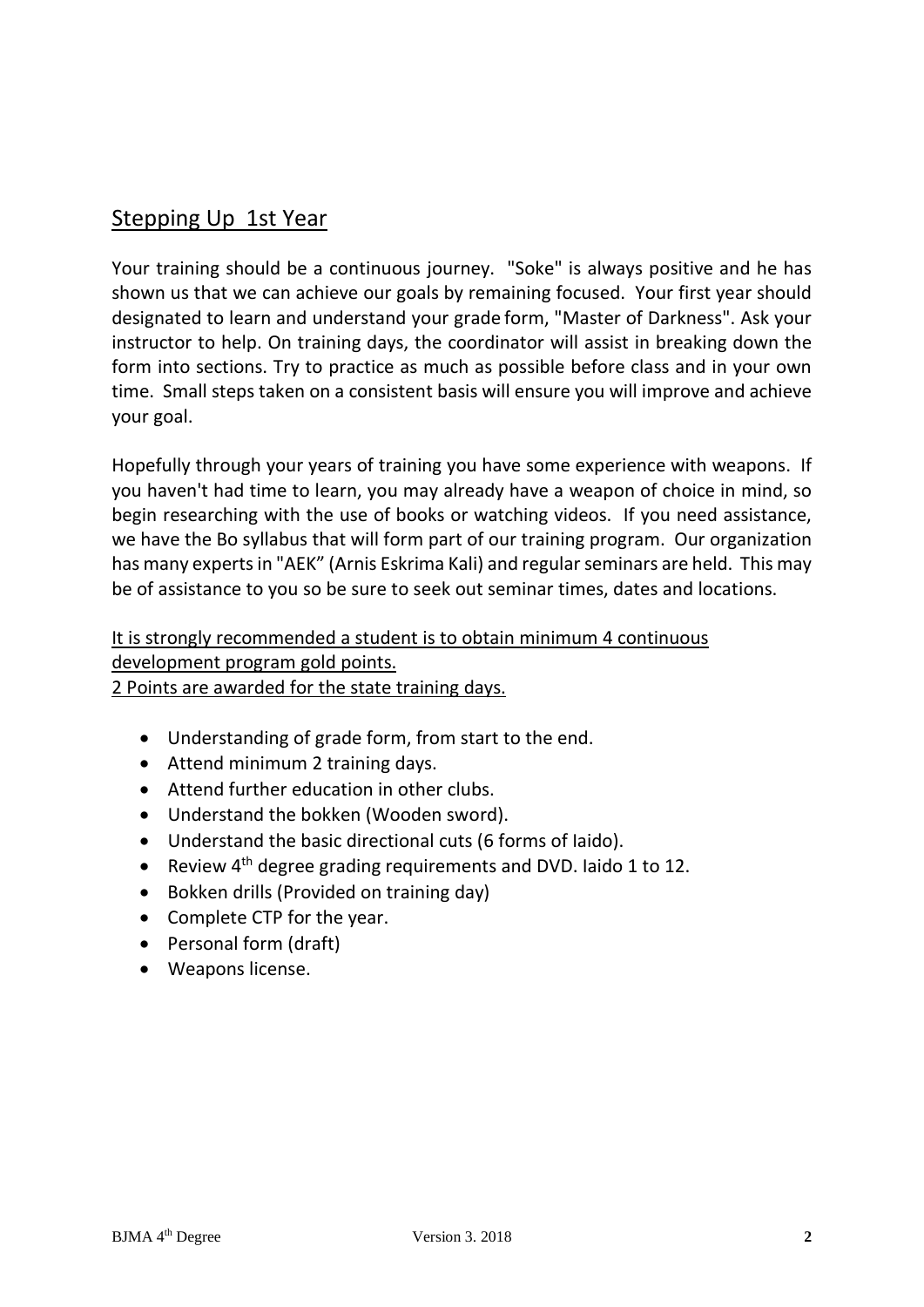## Stepping Up 1st Year

Your training should be a continuous journey. "Soke" is always positive and he has shown us that we can achieve our goals by remaining focused. Your first year should designated to learn and understand your grade form, "Master of Darkness". Ask your instructor to help. On training days, the coordinator will assist in breaking down the form into sections. Try to practice as much as possible before class and in your own time. Small steps taken on a consistent basis will ensure you will improve and achieve your goal.

Hopefully through your years of training you have some experience with weapons. If you haven't had time to learn, you may already have a weapon of choice in mind, so begin researching with the use of books or watching videos. If you need assistance, we have the Bo syllabus that will form part of our training program. Our organization has many experts in "AEK" (Arnis Eskrima Kali) and regular seminars are held. This may be of assistance to you so be sure to seek out seminar times, dates and locations.

It is strongly recommended a student is to obtain minimum 4 continuous development program gold points.
2 Points are awarded for the state training days.

- Understanding of grade form, from start to the end.
- Attend minimum 2 training days.
- Attend further education in other clubs.
- Understand the bokken (Wooden sword).
- Understand the basic directional cuts (6 forms of Iaido).
- Review 4th degree grading requirements and DVD. Iaido 1 to 12.
- Bokken drills (Provided on training day)
- Complete CTP for the year.
- Personal form (draft)
- Weapons license.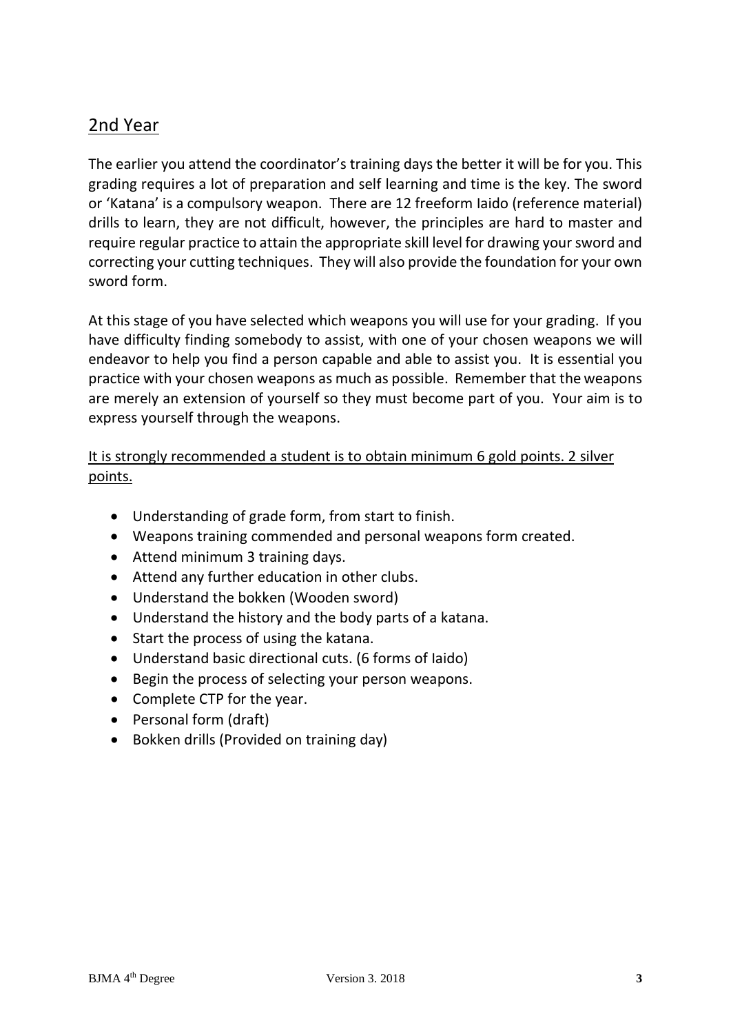## 2nd Year

The earlier you attend the coordinator's training days the better it will be for you. This grading requires a lot of preparation and self learning and time is the key. The sword or 'Katana' is a compulsory weapon. There are 12 freeform Iaido (reference material) drills to learn, they are not difficult, however, the principles are hard to master and require regular practice to attain the appropriate skill level for drawing your sword and correcting your cutting techniques. They will also provide the foundation for your own sword form.

At this stage of you have selected which weapons you will use for your grading. If you have difficulty finding somebody to assist, with one of your chosen weapons we will endeavor to help you find a person capable and able to assist you. It is essential you practice with your chosen weapons as much as possible. Remember that the weapons are merely an extension of yourself so they must become part of you. Your aim is to express yourself through the weapons.

<u>It is strongly recommended a student is to obtain minimum 6 gold points. 2 silver points.</u>

- Understanding of grade form, from start to finish.
- Weapons training commended and personal weapons form created.
- Attend minimum 3 training days.
- Attend any further education in other clubs.
- Understand the bokken (Wooden sword)
- Understand the history and the body parts of a katana.
- Start the process of using the katana.
- Understand basic directional cuts. (6 forms of Iaido)
- Begin the process of selecting your person weapons.
- Complete CTP for the year.
- Personal form (draft)
- Bokken drills (Provided on training day)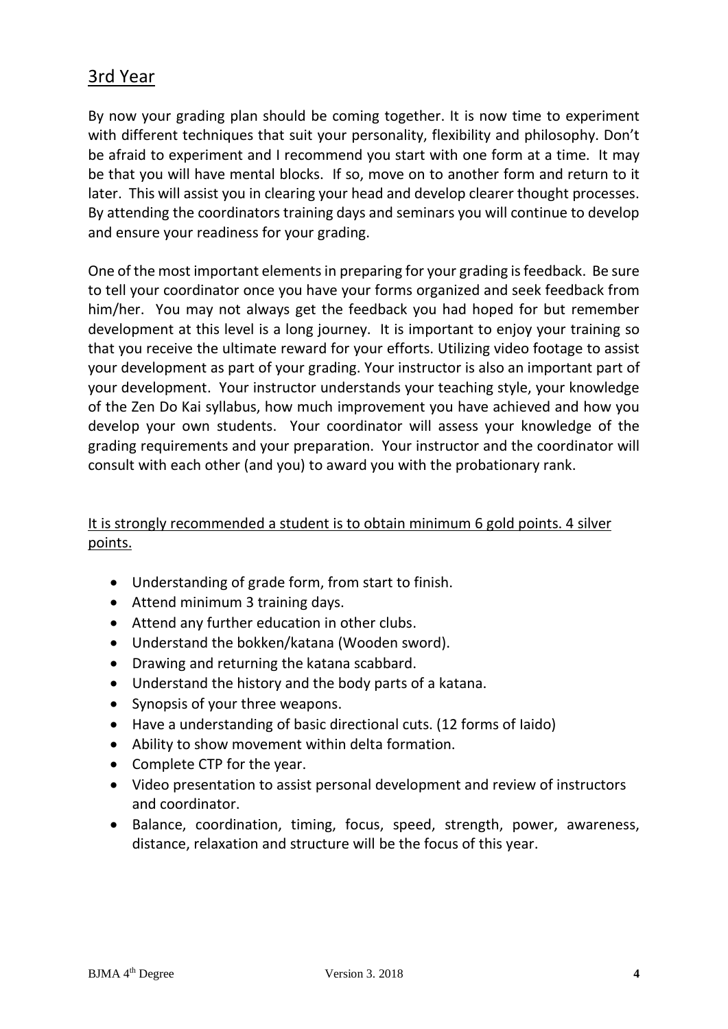## 3rd Year

By now your grading plan should be coming together. It is now time to experiment with different techniques that suit your personality, flexibility and philosophy. Don't be afraid to experiment and I recommend you start with one form at a time. It may be that you will have mental blocks. If so, move on to another form and return to it later. This will assist you in clearing your head and develop clearer thought processes. By attending the coordinators training days and seminars you will continue to develop and ensure your readiness for your grading.

One of the most important elements in preparing for your grading is feedback. Be sure to tell your coordinator once you have your forms organized and seek feedback from him/her. You may not always get the feedback you had hoped for but remember development at this level is a long journey. It is important to enjoy your training so that you receive the ultimate reward for your efforts. Utilizing video footage to assist your development as part of your grading. Your instructor is also an important part of your development. Your instructor understands your teaching style, your knowledge of the Zen Do Kai syllabus, how much improvement you have achieved and how you develop your own students. Your coordinator will assess your knowledge of the grading requirements and your preparation. Your instructor and the coordinator will consult with each other (and you) to award you with the probationary rank.

<u>It is strongly recommended a student is to obtain minimum 6 gold points. 4 silver points.</u>

- Understanding of grade form, from start to finish.
- Attend minimum 3 training days.
- Attend any further education in other clubs.
- Understand the bokken/katana (Wooden sword).
- Drawing and returning the katana scabbard.
- Understand the history and the body parts of a katana.
- Synopsis of your three weapons.
- Have a understanding of basic directional cuts. (12 forms of Iaido)
- Ability to show movement within delta formation.
- Complete CTP for the year.
- Video presentation to assist personal development and review of instructors and coordinator.
- Balance, coordination, timing, focus, speed, strength, power, awareness, distance, relaxation and structure will be the focus of this year.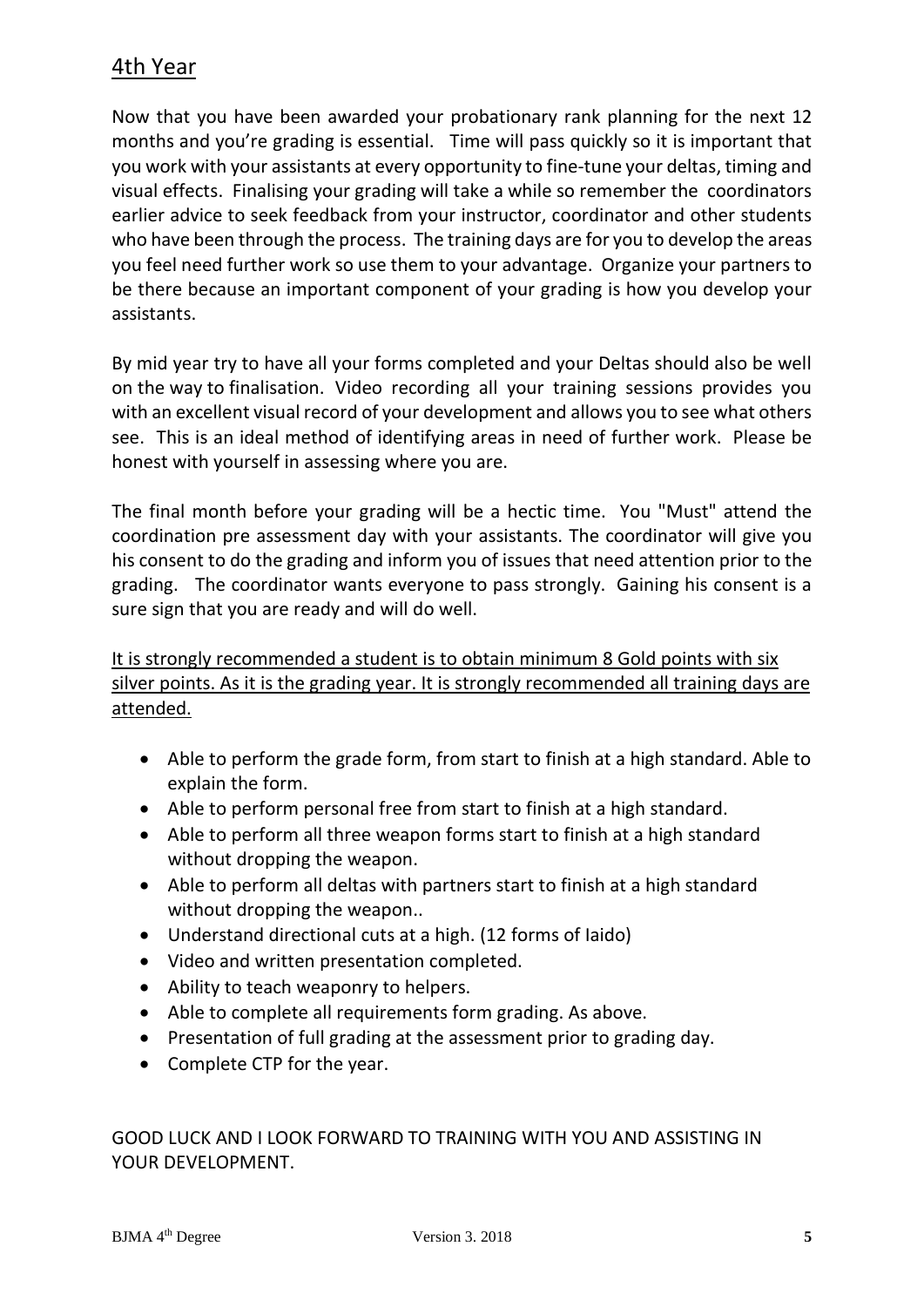## 4th Year

Now that you have been awarded your probationary rank planning for the next 12 months and you're grading is essential. Time will pass quickly so it is important that you work with your assistants at every opportunity to fine-tune your deltas, timing and visual effects. Finalising your grading will take a while so remember the coordinators earlier advice to seek feedback from your instructor, coordinator and other students who have been through the process. The training days are for you to develop the areas you feel need further work so use them to your advantage. Organize your partners to be there because an important component of your grading is how you develop your assistants.

By mid year try to have all your forms completed and your Deltas should also be well on the way to finalisation. Video recording all your training sessions provides you with an excellent visual record of your development and allows you to see what others see. This is an ideal method of identifying areas in need of further work. Please be honest with yourself in assessing where you are.

The final month before your grading will be a hectic time. You "Must" attend the coordination pre assessment day with your assistants. The coordinator will give you his consent to do the grading and inform you of issues that need attention prior to the grading. The coordinator wants everyone to pass strongly. Gaining his consent is a sure sign that you are ready and will do well.

<u>It is strongly recommended a student is to obtain minimum 8 Gold points with six silver points. As it is the grading year. It is strongly recommended all training days are attended.</u>

- Able to perform the grade form, from start to finish at a high standard. Able to explain the form.
- Able to perform personal free from start to finish at a high standard.
- Able to perform all three weapon forms start to finish at a high standard without dropping the weapon.
- Able to perform all deltas with partners start to finish at a high standard without dropping the weapon..
- Understand directional cuts at a high. (12 forms of Iaido)
- Video and written presentation completed.
- Ability to teach weaponry to helpers.
- Able to complete all requirements form grading. As above.
- Presentation of full grading at the assessment prior to grading day.
- Complete CTP for the year.

GOOD LUCK AND I LOOK FORWARD TO TRAINING WITH YOU AND ASSISTING IN YOUR DEVELOPMENT.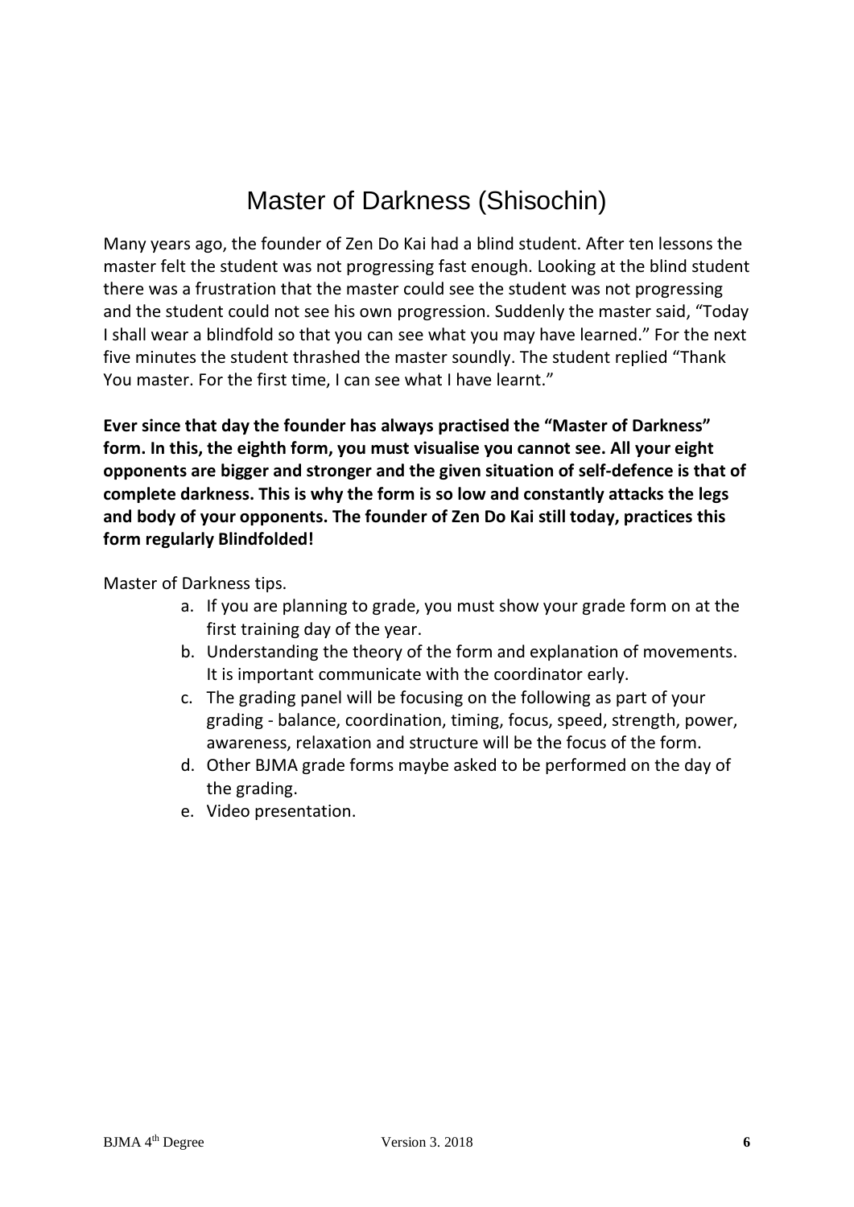# Master of Darkness (Shisochin)

Many years ago, the founder of Zen Do Kai had a blind student. After ten lessons the master felt the student was not progressing fast enough. Looking at the blind student there was a frustration that the master could see the student was not progressing and the student could not see his own progression. Suddenly the master said, "Today I shall wear a blindfold so that you can see what you may have learned." For the next five minutes the student thrashed the master soundly. The student replied "Thank You master. For the first time, I can see what I have learnt."

**Ever since that day the founder has always practised the "Master of Darkness" form. In this, the eighth form, you must visualise you cannot see. All your eight opponents are bigger and stronger and the given situation of self-defence is that of complete darkness. This is why the form is so low and constantly attacks the legs and body of your opponents. The founder of Zen Do Kai still today, practices this form regularly Blindfolded!**

Master of Darkness tips.

a. If you are planning to grade, you must show your grade form on at the first training day of the year.
b. Understanding the theory of the form and explanation of movements. It is important communicate with the coordinator early.
c. The grading panel will be focusing on the following as part of your grading - balance, coordination, timing, focus, speed, strength, power, awareness, relaxation and structure will be the focus of the form.
d. Other BJMA grade forms maybe asked to be performed on the day of the grading.
e. Video presentation.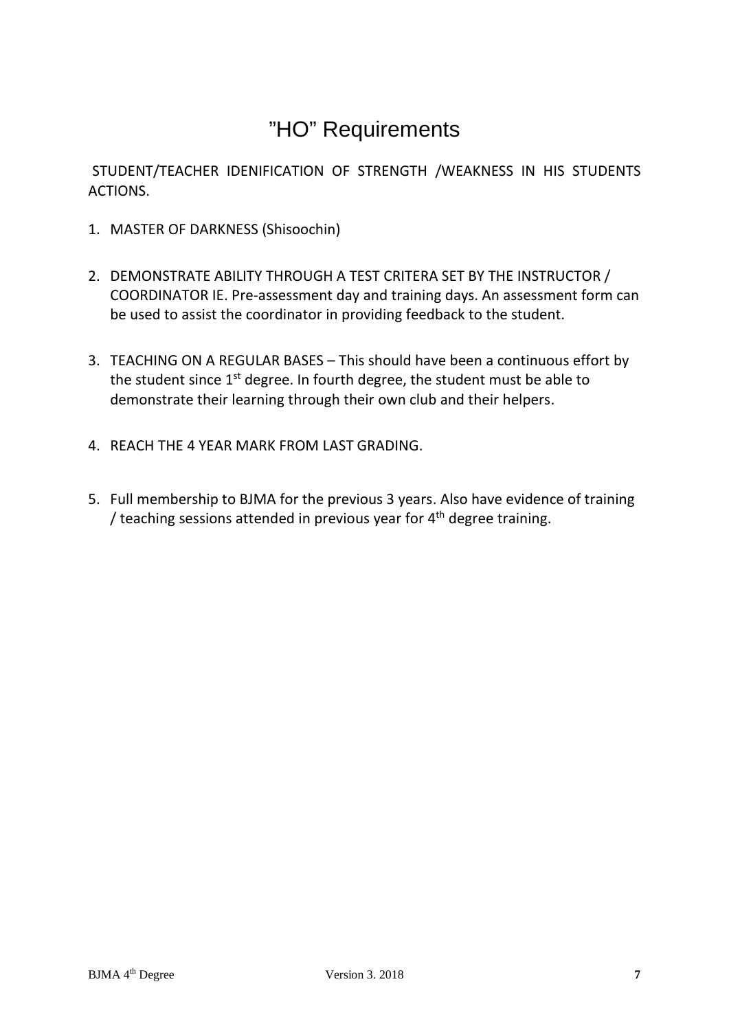# ”HO” Requirements

STUDENT/TEACHER IDENIFICATION OF STRENGTH /WEAKNESS IN HIS STUDENTS ACTIONS.

1. MASTER OF DARKNESS (Shisoochin)

2. DEMONSTRATE ABILITY THROUGH A TEST CRITERA SET BY THE INSTRUCTOR / COORDINATOR IE. Pre-assessment day and training days. An assessment form can be used to assist the coordinator in providing feedback to the student.

3. TEACHING ON A REGULAR BASES – This should have been a continuous effort by the student since 1st degree. In fourth degree, the student must be able to demonstrate their learning through their own club and their helpers.

4. REACH THE 4 YEAR MARK FROM LAST GRADING.

5. Full membership to BJMA for the previous 3 years. Also have evidence of training / teaching sessions attended in previous year for 4th degree training.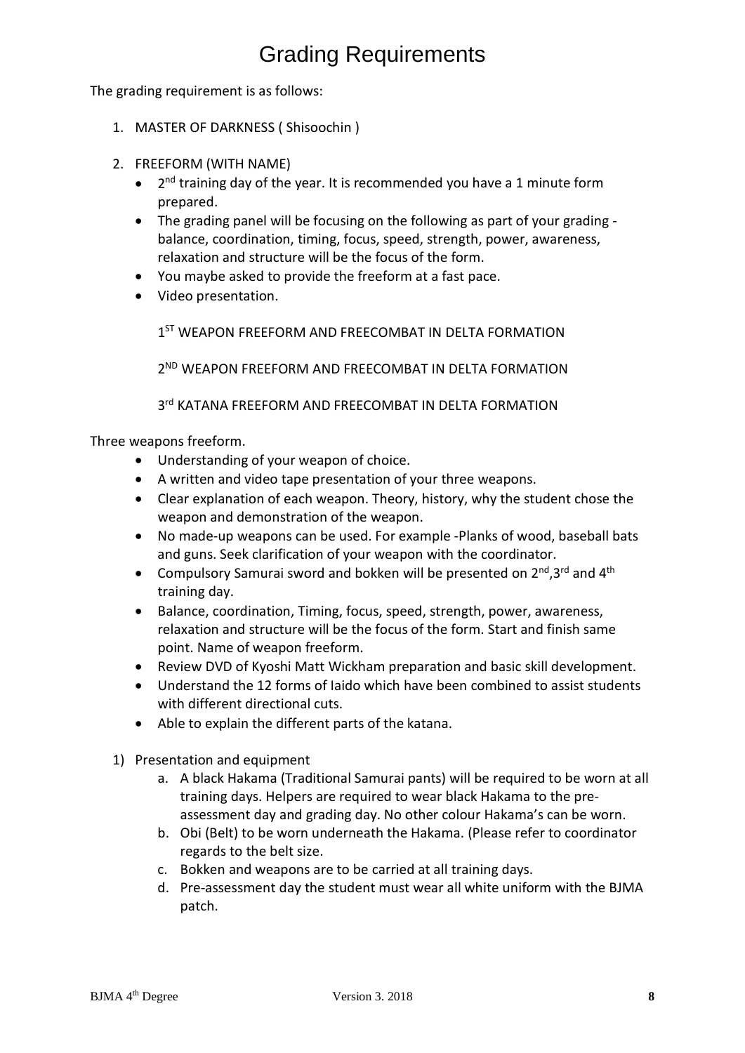# Grading Requirements

The grading requirement is as follows:

1. MASTER OF DARKNESS ( Shisoochin )

2. FREEFORM (WITH NAME)
   - 2nd training day of the year. It is recommended you have a 1 minute form prepared.
   - The grading panel will be focusing on the following as part of your grading - balance, coordination, timing, focus, speed, strength, power, awareness, relaxation and structure will be the focus of the form.
   - You maybe asked to provide the freeform at a fast pace.
   - Video presentation.

   1ST WEAPON FREEFORM AND FREECOMBAT IN DELTA FORMATION

   2ND WEAPON FREEFORM AND FREECOMBAT IN DELTA FORMATION

   3rd KATANA FREEFORM AND FREECOMBAT IN DELTA FORMATION

Three weapons freeform.

- Understanding of your weapon of choice.
- A written and video tape presentation of your three weapons.
- Clear explanation of each weapon. Theory, history, why the student chose the weapon and demonstration of the weapon.
- No made-up weapons can be used. For example -Planks of wood, baseball bats and guns. Seek clarification of your weapon with the coordinator.
- Compulsory Samurai sword and bokken will be presented on 2nd,3rd and 4th training day.
- Balance, coordination, Timing, focus, speed, strength, power, awareness, relaxation and structure will be the focus of the form. Start and finish same point. Name of weapon freeform.
- Review DVD of Kyoshi Matt Wickham preparation and basic skill development.
- Understand the 12 forms of Iaido which have been combined to assist students with different directional cuts.
- Able to explain the different parts of the katana.

1) Presentation and equipment
   a. A black Hakama (Traditional Samurai pants) will be required to be worn at all training days. Helpers are required to wear black Hakama to the pre-assessment day and grading day. No other colour Hakama's can be worn.
   b. Obi (Belt) to be worn underneath the Hakama. (Please refer to coordinator regards to the belt size.
   c. Bokken and weapons are to be carried at all training days.
   d. Pre-assessment day the student must wear all white uniform with the BJMA patch.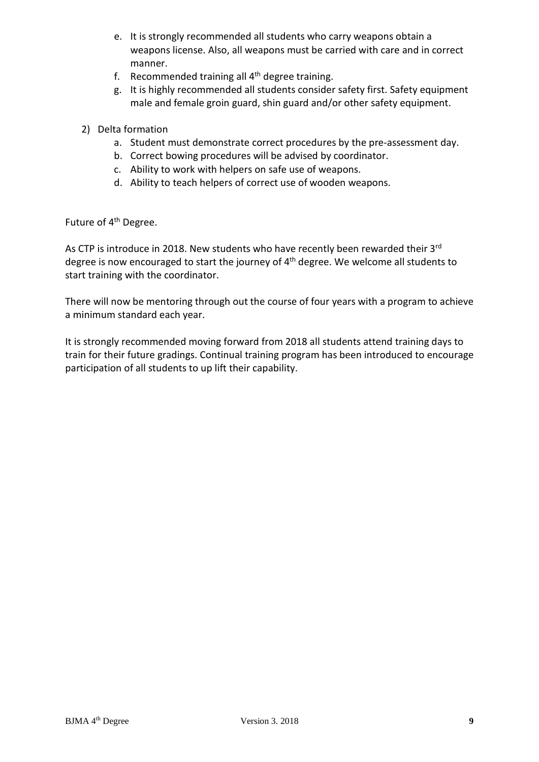e. It is strongly recommended all students who carry weapons obtain a weapons license. Also, all weapons must be carried with care and in correct manner.
   f. Recommended training all 4th degree training.
   g. It is highly recommended all students consider safety first. Safety equipment male and female groin guard, shin guard and/or other safety equipment.

2) Delta formation
   a. Student must demonstrate correct procedures by the pre-assessment day.
   b. Correct bowing procedures will be advised by coordinator.
   c. Ability to work with helpers on safe use of weapons.
   d. Ability to teach helpers of correct use of wooden weapons.

Future of 4th Degree.

As CTP is introduce in 2018. New students who have recently been rewarded their 3rd degree is now encouraged to start the journey of 4th degree. We welcome all students to start training with the coordinator.

There will now be mentoring through out the course of four years with a program to achieve a minimum standard each year.

It is strongly recommended moving forward from 2018 all students attend training days to train for their future gradings. Continual training program has been introduced to encourage participation of all students to up lift their capability.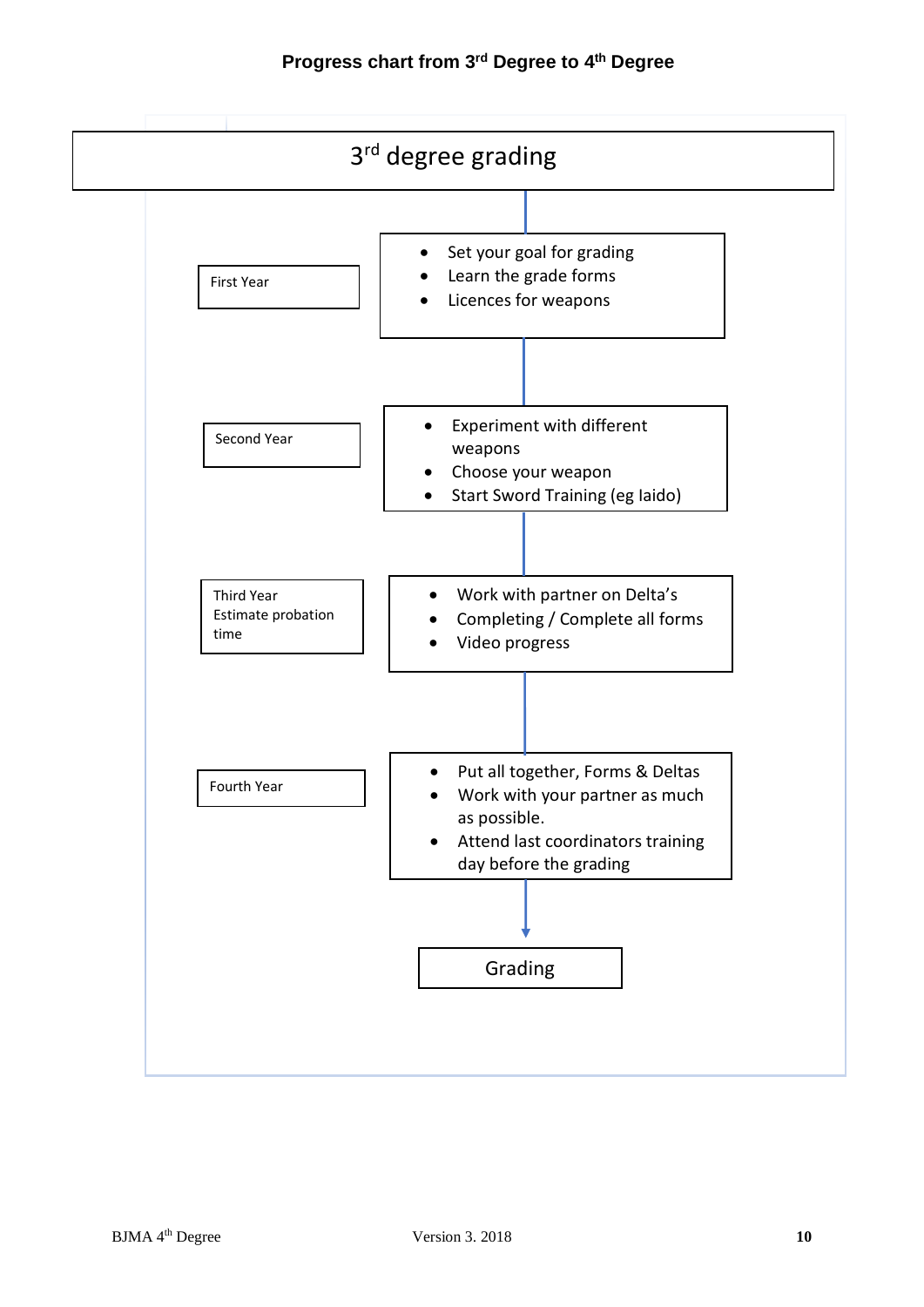## Progress chart from 3rd Degree to 4th Degree

**3rd degree grading**

**First Year**

- Set your goal for grading
- Learn the grade forms
- Licences for weapons

**Second Year**

- Experiment with different weapons
- Choose your weapon
- Start Sword Training (eg Iaido)

**Third Year**
Estimate probation time

- Work with partner on Delta's
- Completing / Complete all forms
- Video progress

**Fourth Year**

- Put all together, Forms & Deltas
- Work with your partner as much as possible.
- Attend last coordinators training day before the grading

**Grading**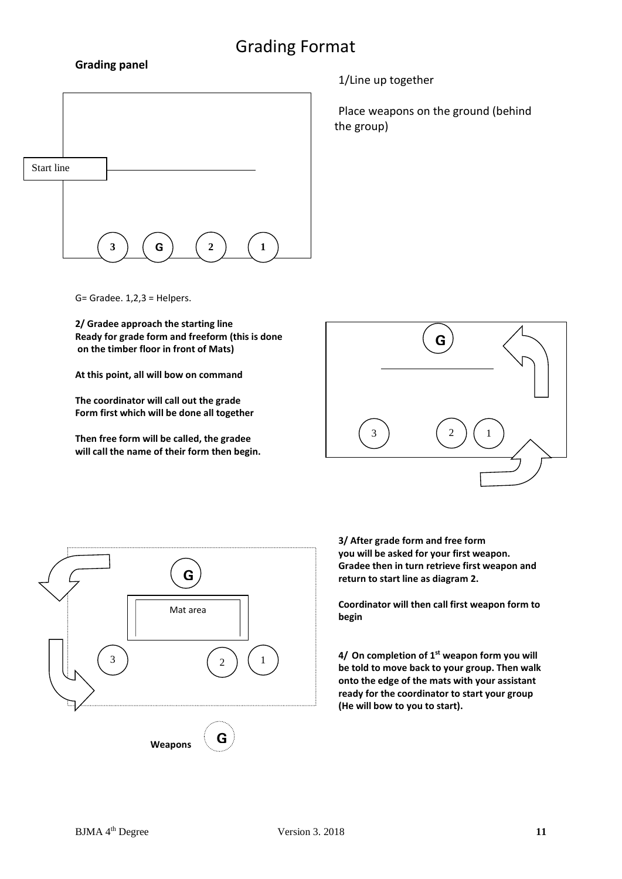# Grading Format

**Grading panel**

Start line

3 G 2 1

1/Line up together

Place weapons on the ground (behind the group)

G= Gradee. 1,2,3 = Helpers.

**2/ Gradee approach the starting line**
**Ready for grade form and freeform (this is done on the timber floor in front of Mats)**

**At this point, all will bow on command**

**The coordinator will call out the grade Form first which will be done all together**

**Then free form will be called, the gradee will call the name of their form then begin.**

G

3 2 1

G

Mat area

3 2 1

Weapons G

**3/ After grade form and free form you will be asked for your first weapon. Gradee then in turn retrieve first weapon and return to start line as diagram 2.**

**Coordinator will then call first weapon form to begin**

**4/ On completion of 1st weapon form you will be told to move back to your group. Then walk onto the edge of the mats with your assistant ready for the coordinator to start your group (He will bow to you to start).**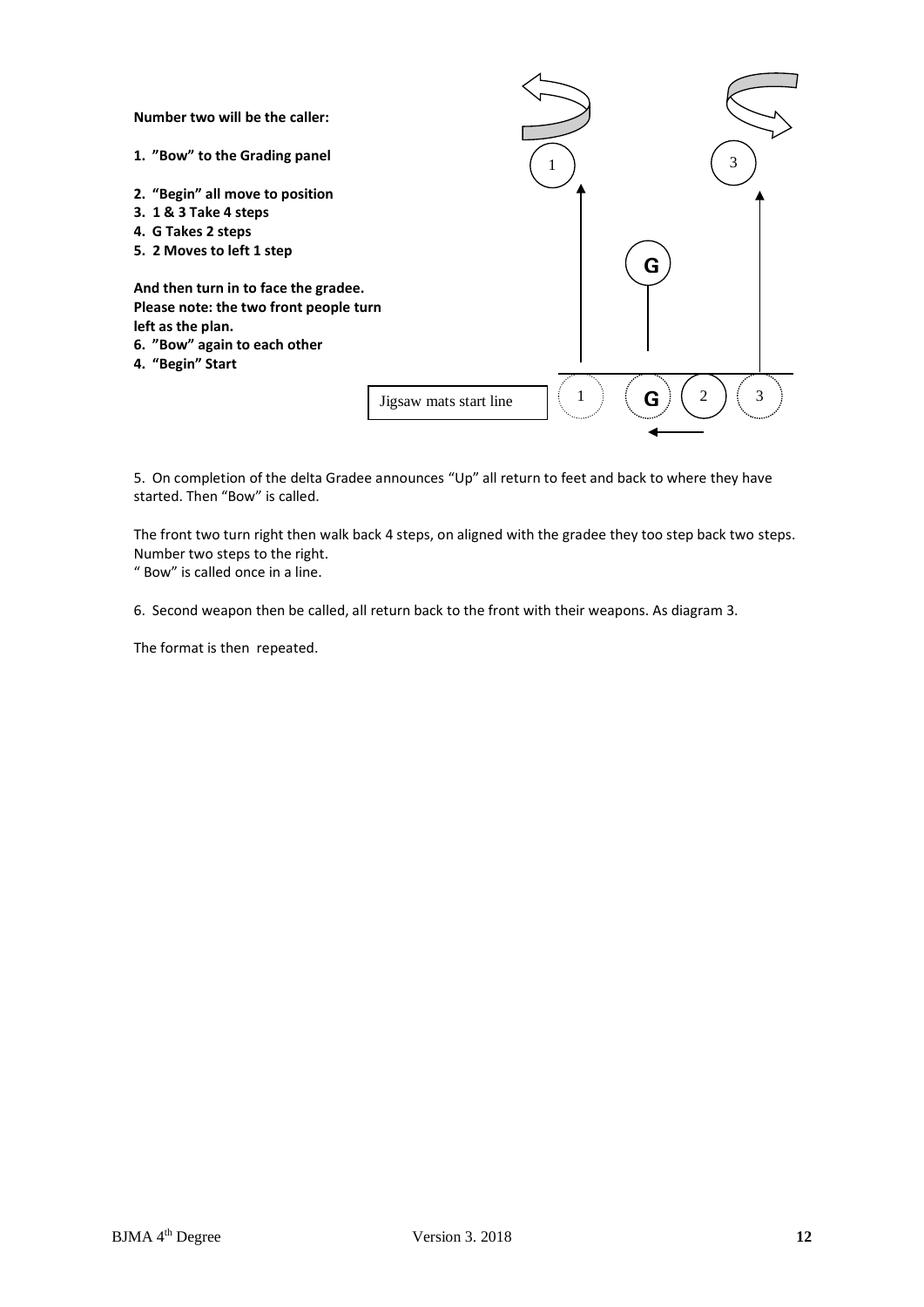**Number two will be the caller:**

1. **"Bow" to the Grading panel**
2. **"Begin" all move to position**
3. **1 & 3 Take 4 steps**
4. **G Takes 2 steps**
5. **2 Moves to left 1 step**

**And then turn in to face the gradee.**
**Please note: the two front people turn left as the plan.**

6. **"Bow" again to each other**
4. **"Begin" Start**

Jigsaw mats start line

5. On completion of the delta Gradee announces "Up" all return to feet and back to where they have started. Then "Bow" is called.

The front two turn right then walk back 4 steps, on aligned with the gradee they too step back two steps. Number two steps to the right.
" Bow" is called once in a line.

6. Second weapon then be called, all return back to the front with their weapons. As diagram 3.

The format is then repeated.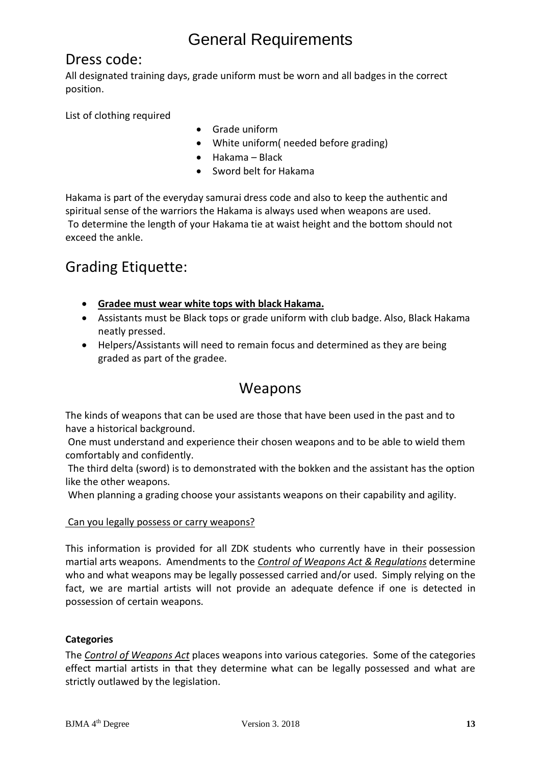# General Requirements

## Dress code:

All designated training days, grade uniform must be worn and all badges in the correct position.

List of clothing required

- Grade uniform
- White uniform( needed before grading)
- Hakama – Black
- Sword belt for Hakama

Hakama is part of the everyday samurai dress code and also to keep the authentic and spiritual sense of the warriors the Hakama is always used when weapons are used.
To determine the length of your Hakama tie at waist height and the bottom should not exceed the ankle.

## Grading Etiquette:

- **Gradee must wear white tops with black Hakama.**
- Assistants must be Black tops or grade uniform with club badge. Also, Black Hakama neatly pressed.
- Helpers/Assistants will need to remain focus and determined as they are being graded as part of the gradee.

# Weapons

The kinds of weapons that can be used are those that have been used in the past and to have a historical background.
One must understand and experience their chosen weapons and to be able to wield them comfortably and confidently.
The third delta (sword) is to demonstrated with the bokken and the assistant has the option like the other weapons.
When planning a grading choose your assistants weapons on their capability and agility.

Can you legally possess or carry weapons?

This information is provided for all ZDK students who currently have in their possession martial arts weapons. Amendments to the *Control of Weapons Act & Regulations* determine who and what weapons may be legally possessed carried and/or used. Simply relying on the fact, we are martial artists will not provide an adequate defence if one is detected in possession of certain weapons.

**Categories**

The *Control of Weapons Act* places weapons into various categories. Some of the categories effect martial artists in that they determine what can be legally possessed and what are strictly outlawed by the legislation.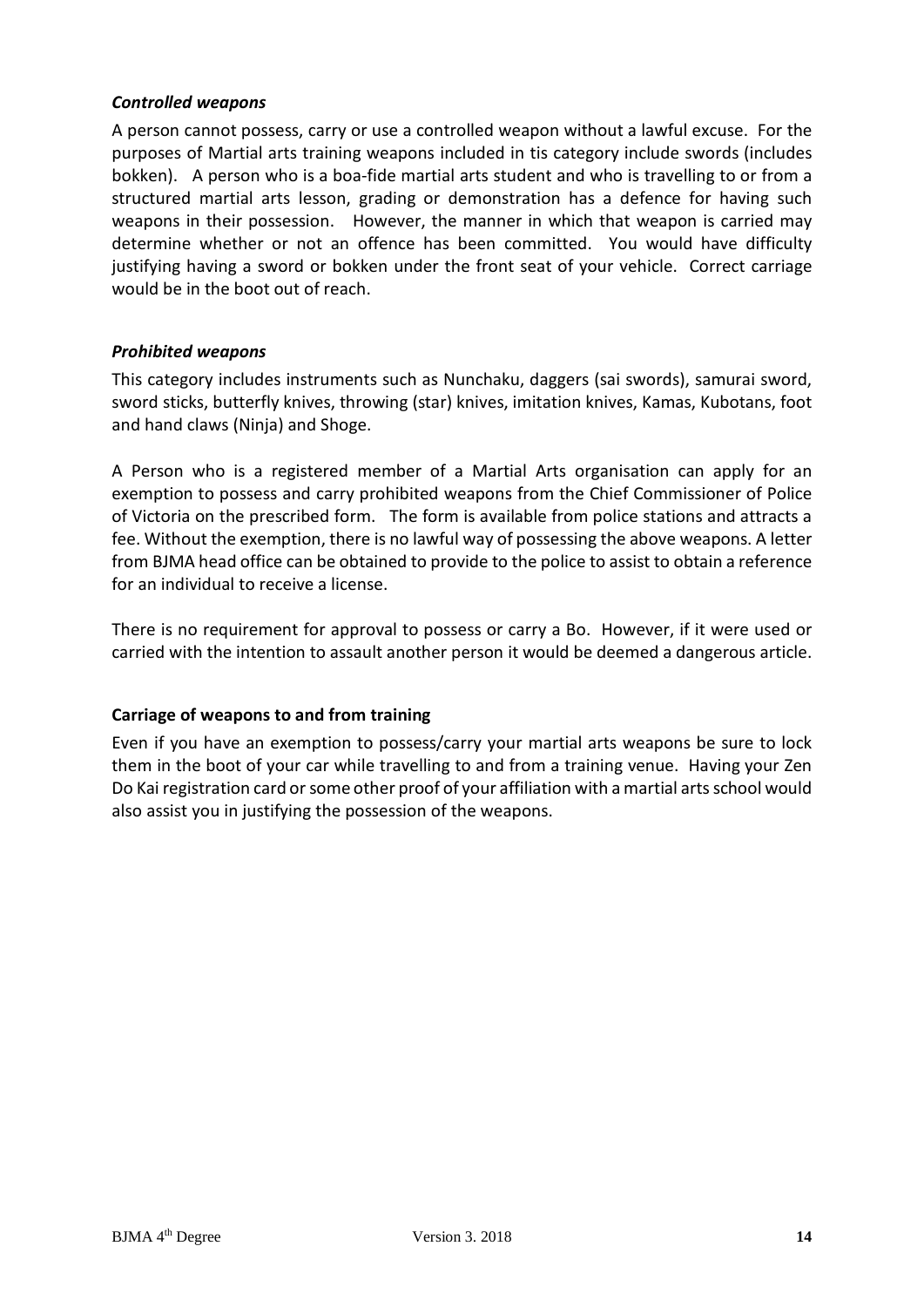### *Controlled weapons*

A person cannot possess, carry or use a controlled weapon without a lawful excuse. For the purposes of Martial arts training weapons included in tis category include swords (includes bokken). A person who is a boa-fide martial arts student and who is travelling to or from a structured martial arts lesson, grading or demonstration has a defence for having such weapons in their possession. However, the manner in which that weapon is carried may determine whether or not an offence has been committed. You would have difficulty justifying having a sword or bokken under the front seat of your vehicle. Correct carriage would be in the boot out of reach.

### *Prohibited weapons*

This category includes instruments such as Nunchaku, daggers (sai swords), samurai sword, sword sticks, butterfly knives, throwing (star) knives, imitation knives, Kamas, Kubotans, foot and hand claws (Ninja) and Shoge.

A Person who is a registered member of a Martial Arts organisation can apply for an exemption to possess and carry prohibited weapons from the Chief Commissioner of Police of Victoria on the prescribed form. The form is available from police stations and attracts a fee. Without the exemption, there is no lawful way of possessing the above weapons. A letter from BJMA head office can be obtained to provide to the police to assist to obtain a reference for an individual to receive a license.

There is no requirement for approval to possess or carry a Bo. However, if it were used or carried with the intention to assault another person it would be deemed a dangerous article.

### Carriage of weapons to and from training

Even if you have an exemption to possess/carry your martial arts weapons be sure to lock them in the boot of your car while travelling to and from a training venue. Having your Zen Do Kai registration card or some other proof of your affiliation with a martial arts school would also assist you in justifying the possession of the weapons.